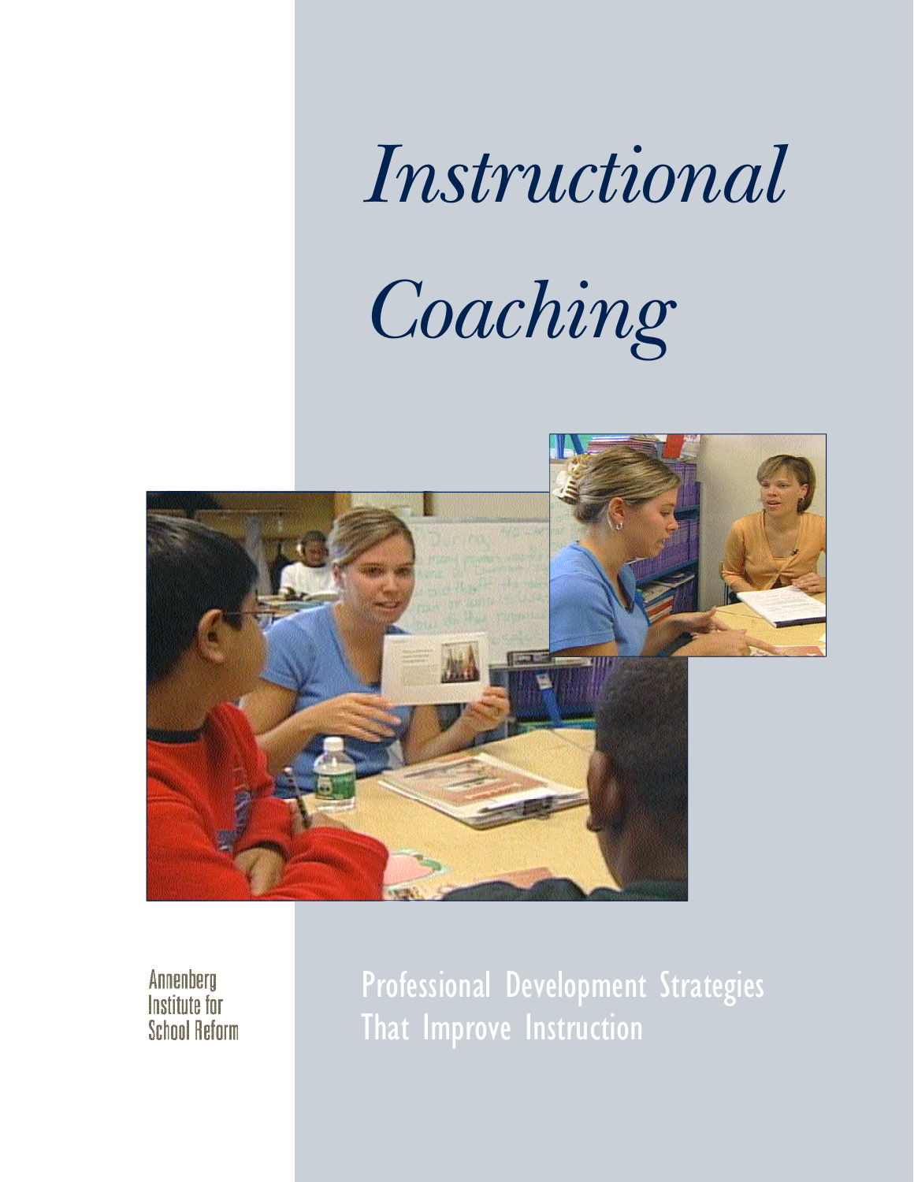# Instructional Coaching

Annenberg Institute for School Reform

## Professional Development Strategies That Improve Instruction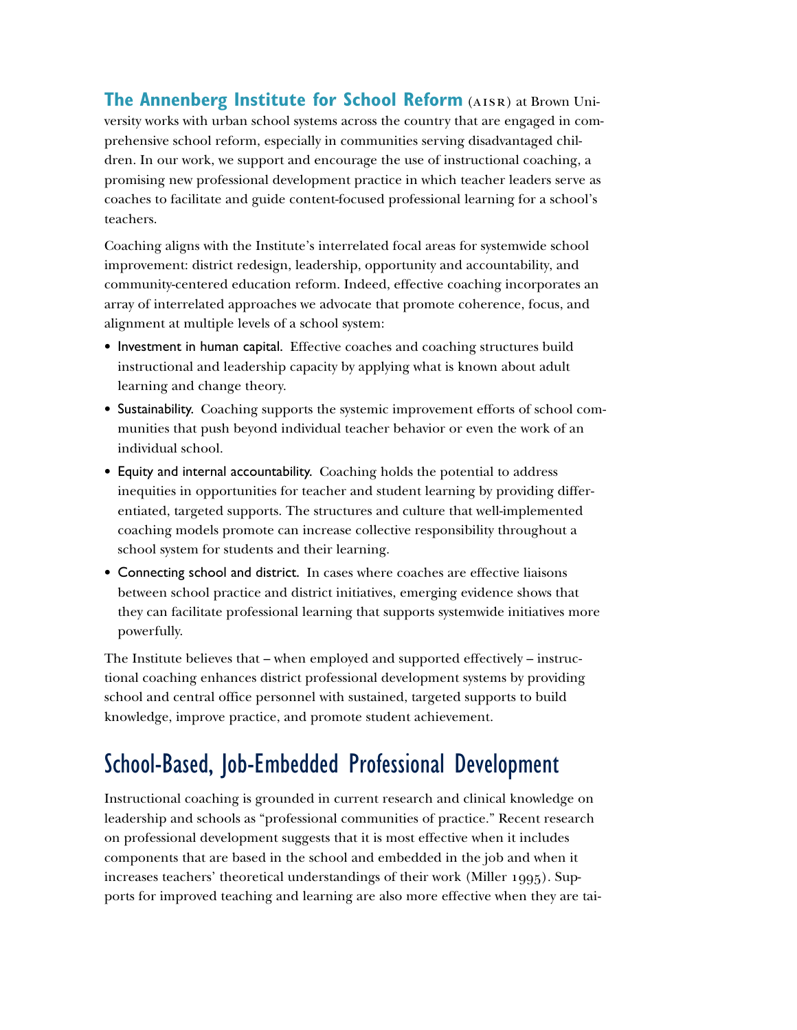**The Annenberg Institute for School Reform** (AISR) at Brown University works with urban school systems across the country that are engaged in comprehensive school reform, especially in communities serving disadvantaged children. In our work, we support and encourage the use of instructional coaching, a promising new professional development practice in which teacher leaders serve as coaches to facilitate and guide content-focused professional learning for a school's teachers.

Coaching aligns with the Institute's interrelated focal areas for systemwide school improvement: district redesign, leadership, opportunity and accountability, and community-centered education reform. Indeed, effective coaching incorporates an array of interrelated approaches we advocate that promote coherence, focus, and alignment at multiple levels of a school system:

- Investment in human capital. Effective coaches and coaching structures build instructional and leadership capacity by applying what is known about adult learning and change theory.
- Sustainability. Coaching supports the systemic improvement efforts of school communities that push beyond individual teacher behavior or even the work of an individual school.
- Equity and internal accountability. Coaching holds the potential to address inequities in opportunities for teacher and student learning by providing differentiated, targeted supports. The structures and culture that well-implemented coaching models promote can increase collective responsibility throughout a school system for students and their learning.
- Connecting school and district. In cases where coaches are effective liaisons between school practice and district initiatives, emerging evidence shows that they can facilitate professional learning that supports systemwide initiatives more powerfully.

The Institute believes that – when employed and supported effectively – instructional coaching enhances district professional development systems by providing school and central office personnel with sustained, targeted supports to build knowledge, improve practice, and promote student achievement.

## School-Based, Job-Embedded Professional Development

Instructional coaching is grounded in current research and clinical knowledge on leadership and schools as "professional communities of practice." Recent research on professional development suggests that it is most effective when it includes components that are based in the school and embedded in the job and when it increases teachers' theoretical understandings of their work (Miller 1995). Supports for improved teaching and learning are also more effective when they are tai-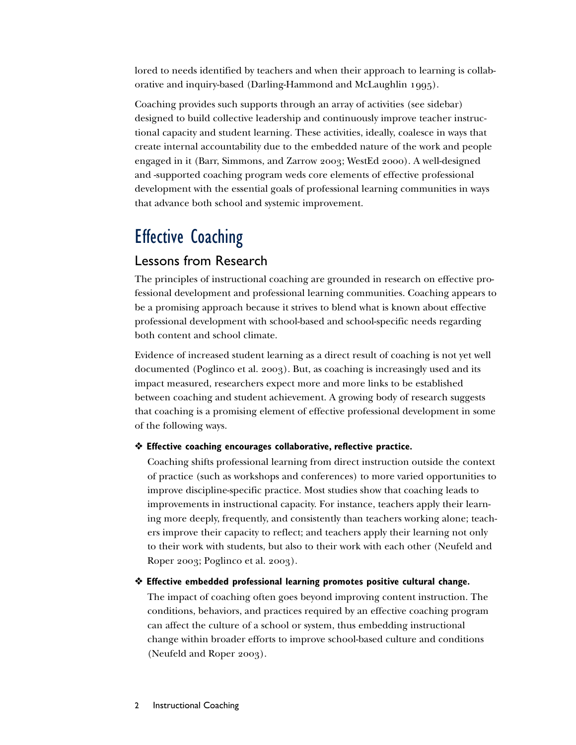lored to needs identified by teachers and when their approach to learning is collaborative and inquiry-based (Darling-Hammond and McLaughlin 1995).

Coaching provides such supports through an array of activities (see sidebar) designed to build collective leadership and continuously improve teacher instructional capacity and student learning. These activities, ideally, coalesce in ways that create internal accountability due to the embedded nature of the work and people engaged in it (Barr, Simmons, and Zarrow 2003; WestEd 2000). A well-designed and -supported coaching program weds core elements of effective professional development with the essential goals of professional learning communities in ways that advance both school and systemic improvement.

# Effective Coaching

## Lessons from Research

The principles of instructional coaching are grounded in research on effective professional development and professional learning communities. Coaching appears to be a promising approach because it strives to blend what is known about effective professional development with school-based and school-specific needs regarding both content and school climate.

Evidence of increased student learning as a direct result of coaching is not yet well documented (Poglinco et al. 2003). But, as coaching is increasingly used and its impact measured, researchers expect more and more links to be established between coaching and student achievement. A growing body of research suggests that coaching is a promising element of effective professional development in some of the following ways.

❖ **Effective coaching encourages collaborative, reflective practice.**

Coaching shifts professional learning from direct instruction outside the context of practice (such as workshops and conferences) to more varied opportunities to improve discipline-specific practice. Most studies show that coaching leads to improvements in instructional capacity. For instance, teachers apply their learning more deeply, frequently, and consistently than teachers working alone; teachers improve their capacity to reflect; and teachers apply their learning not only to their work with students, but also to their work with each other (Neufeld and Roper 2003; Poglinco et al. 2003).

❖ **Effective embedded professional learning promotes positive cultural change.**

The impact of coaching often goes beyond improving content instruction. The conditions, behaviors, and practices required by an effective coaching program can affect the culture of a school or system, thus embedding instructional change within broader efforts to improve school-based culture and conditions (Neufeld and Roper 2003).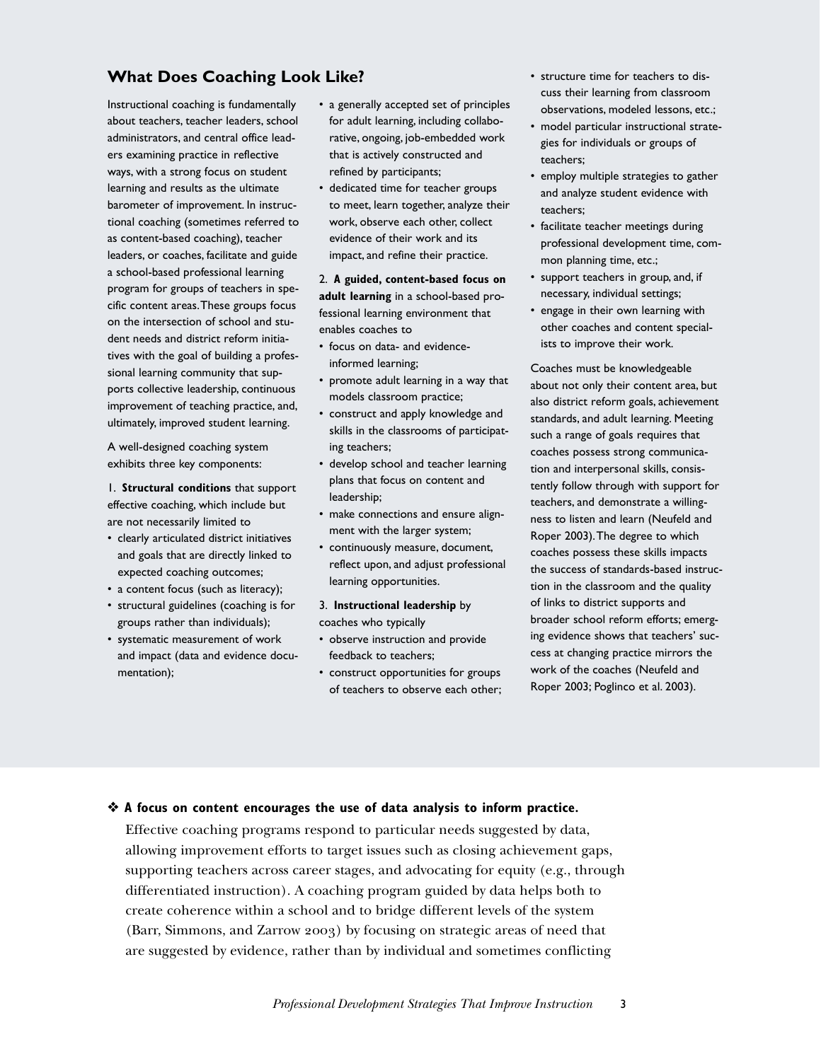## What Does Coaching Look Like?

Instructional coaching is fundamentally about teachers, teacher leaders, school administrators, and central office leaders examining practice in reflective ways, with a strong focus on student learning and results as the ultimate barometer of improvement. In instructional coaching (sometimes referred to as content-based coaching), teacher leaders, or coaches, facilitate and guide a school-based professional learning program for groups of teachers in specific content areas. These groups focus on the intersection of school and student needs and district reform initiatives with the goal of building a professional learning community that supports collective leadership, continuous improvement of teaching practice, and, ultimately, improved student learning.

A well-designed coaching system exhibits three key components:

1. **Structural conditions** that support effective coaching, which include but are not necessarily limited to
   - clearly articulated district initiatives and goals that are directly linked to expected coaching outcomes;
   - a content focus (such as literacy);
   - structural guidelines (coaching is for groups rather than individuals);
   - systematic measurement of work and impact (data and evidence documentation);
   - a generally accepted set of principles for adult learning, including collaborative, ongoing, job-embedded work that is actively constructed and refined by participants;
   - dedicated time for teacher groups to meet, learn together, analyze their work, observe each other, collect evidence of their work and its impact, and refine their practice.

2. **A guided, content-based focus on adult learning** in a school-based professional learning environment that enables coaches to
   - focus on data- and evidence-informed learning;
   - promote adult learning in a way that models classroom practice;
   - construct and apply knowledge and skills in the classrooms of participating teachers;
   - develop school and teacher learning plans that focus on content and leadership;
   - make connections and ensure alignment with the larger system;
   - continuously measure, document, reflect upon, and adjust professional learning opportunities.

3. **Instructional leadership** by coaches who typically
   - observe instruction and provide feedback to teachers;
   - construct opportunities for groups of teachers to observe each other;
   - structure time for teachers to discuss their learning from classroom observations, modeled lessons, etc.;
   - model particular instructional strategies for individuals or groups of teachers;
   - employ multiple strategies to gather and analyze student evidence with teachers;
   - facilitate teacher meetings during professional development time, common planning time, etc.;
   - support teachers in group, and, if necessary, individual settings;
   - engage in their own learning with other coaches and content specialists to improve their work.

Coaches must be knowledgeable about not only their content area, but also district reform goals, achievement standards, and adult learning. Meeting such a range of goals requires that coaches possess strong communication and interpersonal skills, consistently follow through with support for teachers, and demonstrate a willingness to listen and learn (Neufeld and Roper 2003). The degree to which coaches possess these skills impacts the success of standards-based instruction in the classroom and the quality of links to district supports and broader school reform efforts; emerging evidence shows that teachers' success at changing practice mirrors the work of the coaches (Neufeld and Roper 2003; Poglinco et al. 2003).

❖ **A focus on content encourages the use of data analysis to inform practice.**

Effective coaching programs respond to particular needs suggested by data, allowing improvement efforts to target issues such as closing achievement gaps, supporting teachers across career stages, and advocating for equity (e.g., through differentiated instruction). A coaching program guided by data helps both to create coherence within a school and to bridge different levels of the system (Barr, Simmons, and Zarrow 2003) by focusing on strategic areas of need that are suggested by evidence, rather than by individual and sometimes conflicting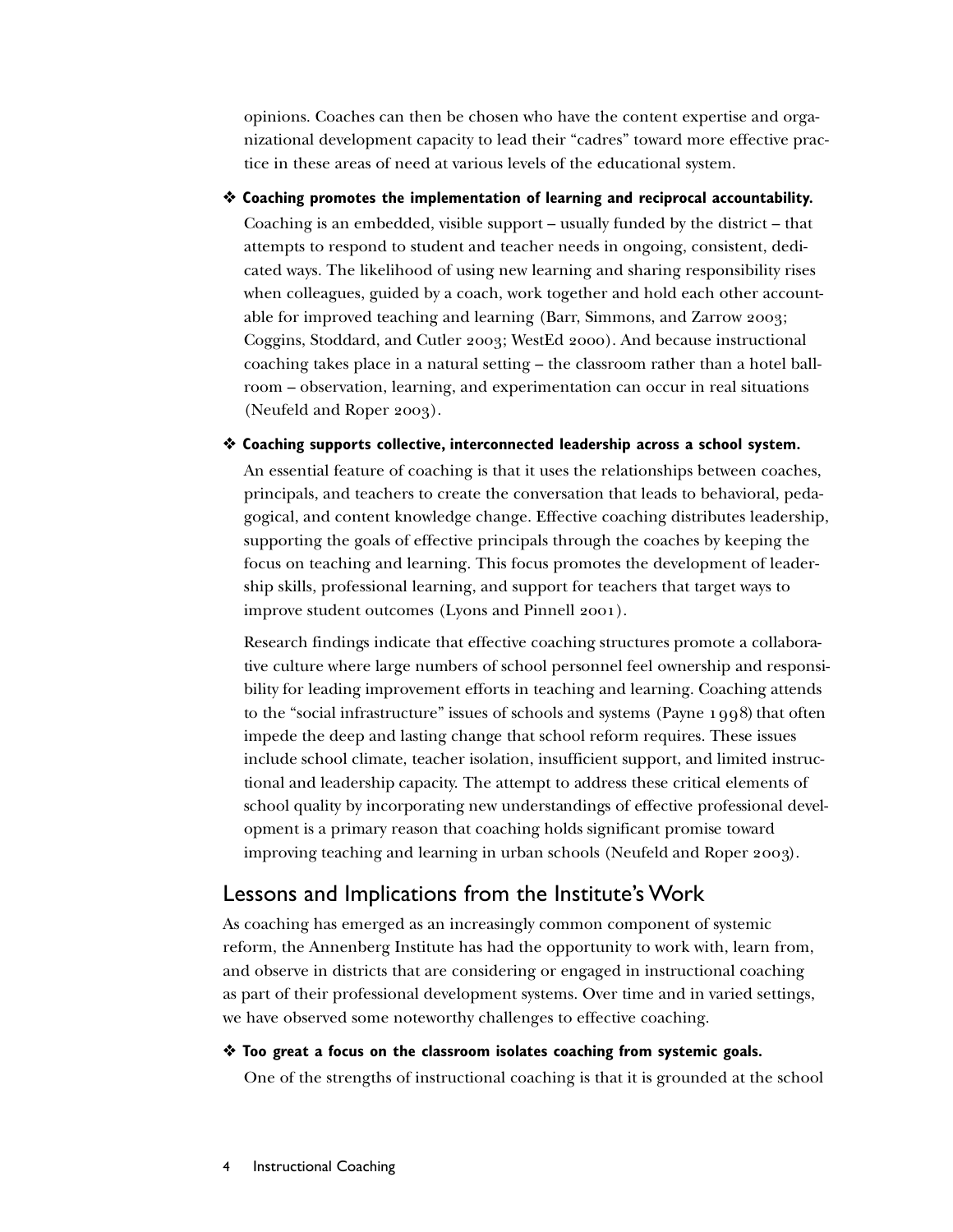opinions. Coaches can then be chosen who have the content expertise and organizational development capacity to lead their "cadres" toward more effective practice in these areas of need at various levels of the educational system.

❖ **Coaching promotes the implementation of learning and reciprocal accountability.**

Coaching is an embedded, visible support – usually funded by the district – that attempts to respond to student and teacher needs in ongoing, consistent, dedicated ways. The likelihood of using new learning and sharing responsibility rises when colleagues, guided by a coach, work together and hold each other accountable for improved teaching and learning (Barr, Simmons, and Zarrow 2003; Coggins, Stoddard, and Cutler 2003; WestEd 2000). And because instructional coaching takes place in a natural setting – the classroom rather than a hotel ballroom – observation, learning, and experimentation can occur in real situations (Neufeld and Roper 2003).

❖ **Coaching supports collective, interconnected leadership across a school system.**

An essential feature of coaching is that it uses the relationships between coaches, principals, and teachers to create the conversation that leads to behavioral, pedagogical, and content knowledge change. Effective coaching distributes leadership, supporting the goals of effective principals through the coaches by keeping the focus on teaching and learning. This focus promotes the development of leadership skills, professional learning, and support for teachers that target ways to improve student outcomes (Lyons and Pinnell 2001).

Research findings indicate that effective coaching structures promote a collaborative culture where large numbers of school personnel feel ownership and responsibility for leading improvement efforts in teaching and learning. Coaching attends to the "social infrastructure" issues of schools and systems (Payne 1998) that often impede the deep and lasting change that school reform requires. These issues include school climate, teacher isolation, insufficient support, and limited instructional and leadership capacity. The attempt to address these critical elements of school quality by incorporating new understandings of effective professional development is a primary reason that coaching holds significant promise toward improving teaching and learning in urban schools (Neufeld and Roper 2003).

## Lessons and Implications from the Institute's Work

As coaching has emerged as an increasingly common component of systemic reform, the Annenberg Institute has had the opportunity to work with, learn from, and observe in districts that are considering or engaged in instructional coaching as part of their professional development systems. Over time and in varied settings, we have observed some noteworthy challenges to effective coaching.

❖ **Too great a focus on the classroom isolates coaching from systemic goals.**

One of the strengths of instructional coaching is that it is grounded at the school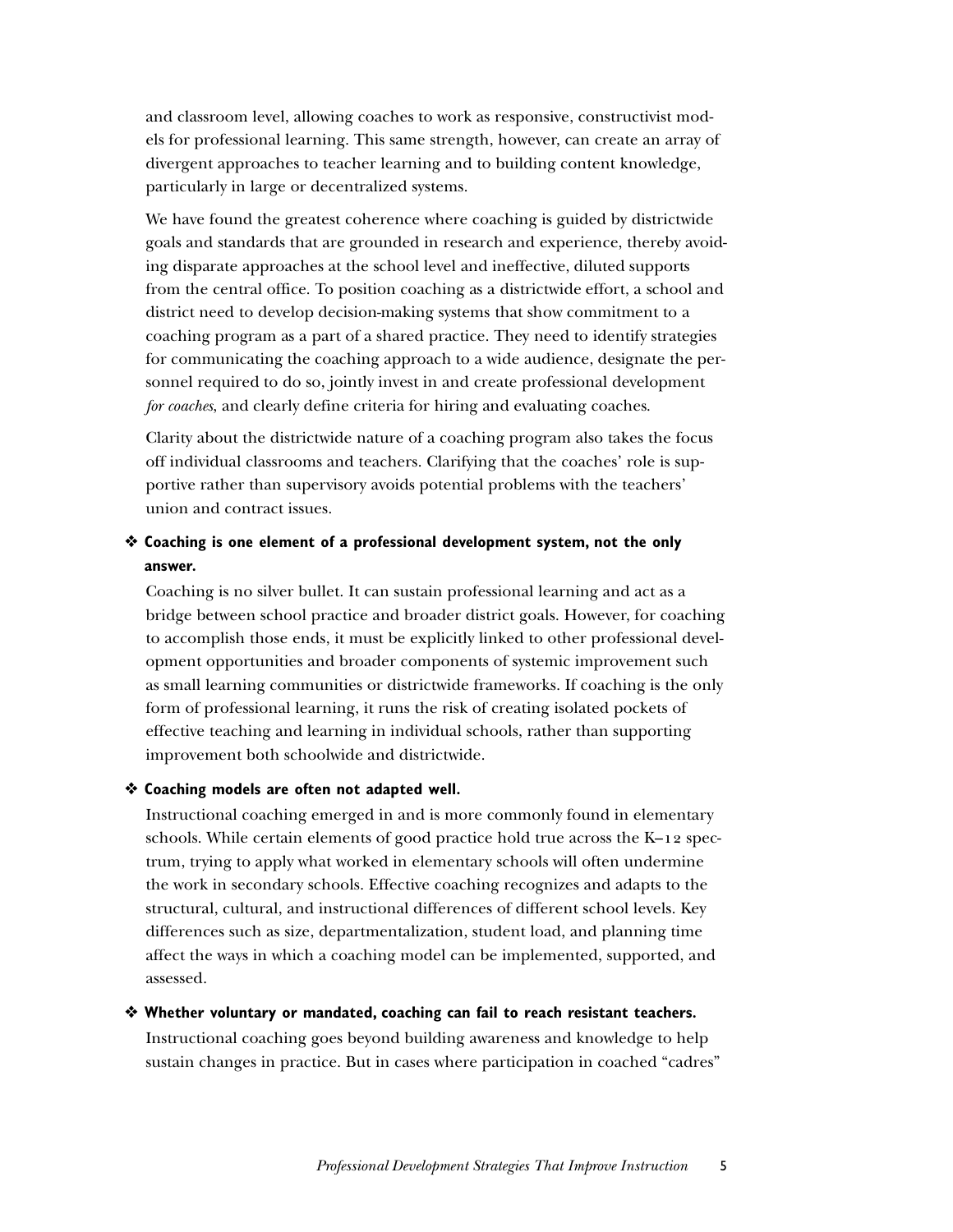and classroom level, allowing coaches to work as responsive, constructivist models for professional learning. This same strength, however, can create an array of divergent approaches to teacher learning and to building content knowledge, particularly in large or decentralized systems.

We have found the greatest coherence where coaching is guided by districtwide goals and standards that are grounded in research and experience, thereby avoiding disparate approaches at the school level and ineffective, diluted supports from the central office. To position coaching as a districtwide effort, a school and district need to develop decision-making systems that show commitment to a coaching program as a part of a shared practice. They need to identify strategies for communicating the coaching approach to a wide audience, designate the personnel required to do so, jointly invest in and create professional development *for coaches*, and clearly define criteria for hiring and evaluating coaches.

Clarity about the districtwide nature of a coaching program also takes the focus off individual classrooms and teachers. Clarifying that the coaches' role is supportive rather than supervisory avoids potential problems with the teachers' union and contract issues.

❖ **Coaching is one element of a professional development system, not the only answer.**

Coaching is no silver bullet. It can sustain professional learning and act as a bridge between school practice and broader district goals. However, for coaching to accomplish those ends, it must be explicitly linked to other professional development opportunities and broader components of systemic improvement such as small learning communities or districtwide frameworks. If coaching is the only form of professional learning, it runs the risk of creating isolated pockets of effective teaching and learning in individual schools, rather than supporting improvement both schoolwide and districtwide.

❖ **Coaching models are often not adapted well.**

Instructional coaching emerged in and is more commonly found in elementary schools. While certain elements of good practice hold true across the K–12 spectrum, trying to apply what worked in elementary schools will often undermine the work in secondary schools. Effective coaching recognizes and adapts to the structural, cultural, and instructional differences of different school levels. Key differences such as size, departmentalization, student load, and planning time affect the ways in which a coaching model can be implemented, supported, and assessed.

❖ **Whether voluntary or mandated, coaching can fail to reach resistant teachers.**

Instructional coaching goes beyond building awareness and knowledge to help sustain changes in practice. But in cases where participation in coached "cadres"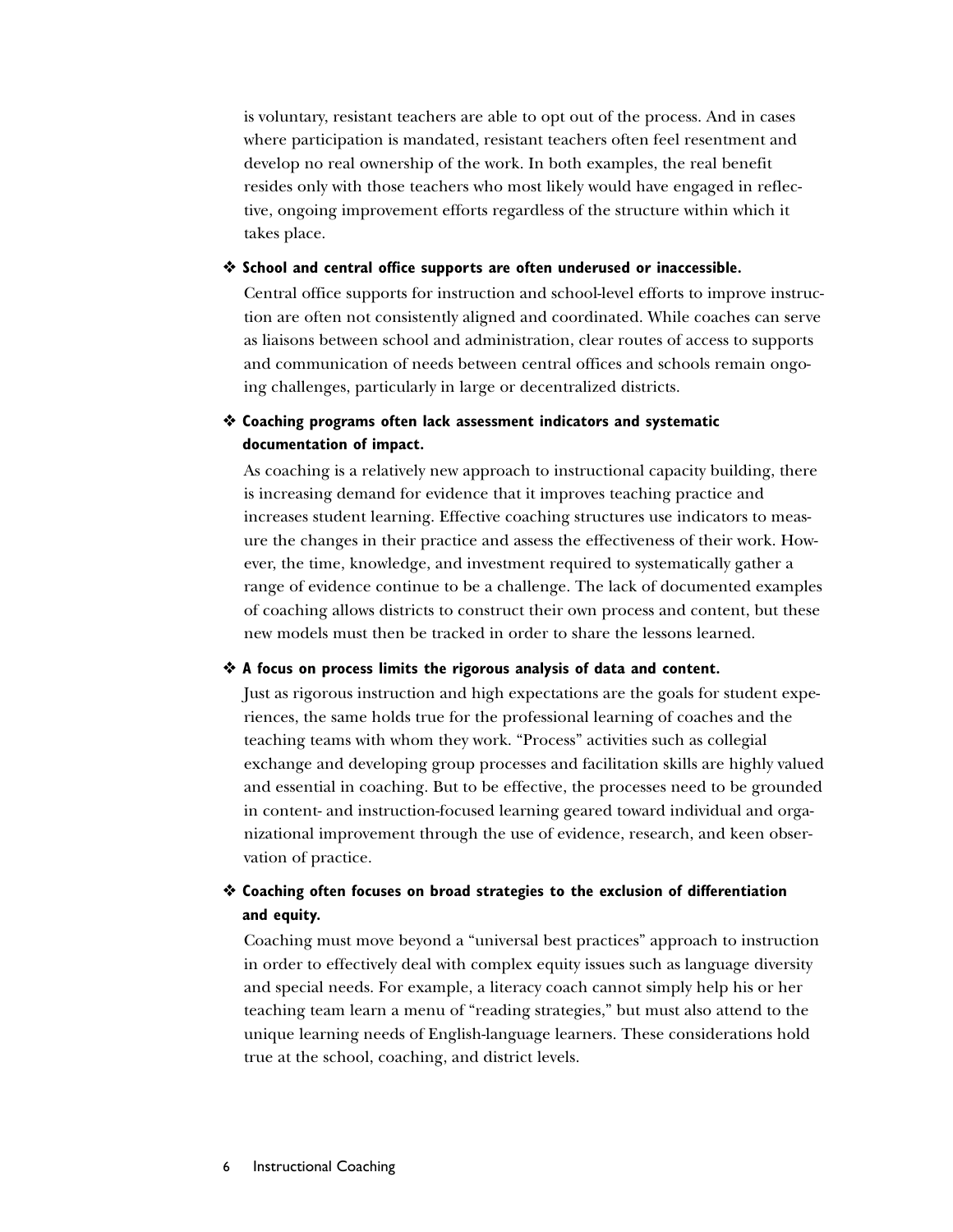is voluntary, resistant teachers are able to opt out of the process. And in cases where participation is mandated, resistant teachers often feel resentment and develop no real ownership of the work. In both examples, the real benefit resides only with those teachers who most likely would have engaged in reflective, ongoing improvement efforts regardless of the structure within which it takes place.

❖ **School and central office supports are often underused or inaccessible.**

Central office supports for instruction and school-level efforts to improve instruction are often not consistently aligned and coordinated. While coaches can serve as liaisons between school and administration, clear routes of access to supports and communication of needs between central offices and schools remain ongoing challenges, particularly in large or decentralized districts.

❖ **Coaching programs often lack assessment indicators and systematic documentation of impact.**

As coaching is a relatively new approach to instructional capacity building, there is increasing demand for evidence that it improves teaching practice and increases student learning. Effective coaching structures use indicators to measure the changes in their practice and assess the effectiveness of their work. However, the time, knowledge, and investment required to systematically gather a range of evidence continue to be a challenge. The lack of documented examples of coaching allows districts to construct their own process and content, but these new models must then be tracked in order to share the lessons learned.

❖ **A focus on process limits the rigorous analysis of data and content.**

Just as rigorous instruction and high expectations are the goals for student experiences, the same holds true for the professional learning of coaches and the teaching teams with whom they work. "Process" activities such as collegial exchange and developing group processes and facilitation skills are highly valued and essential in coaching. But to be effective, the processes need to be grounded in content- and instruction-focused learning geared toward individual and organizational improvement through the use of evidence, research, and keen observation of practice.

❖ **Coaching often focuses on broad strategies to the exclusion of differentiation and equity.**

Coaching must move beyond a "universal best practices" approach to instruction in order to effectively deal with complex equity issues such as language diversity and special needs. For example, a literacy coach cannot simply help his or her teaching team learn a menu of "reading strategies," but must also attend to the unique learning needs of English-language learners. These considerations hold true at the school, coaching, and district levels.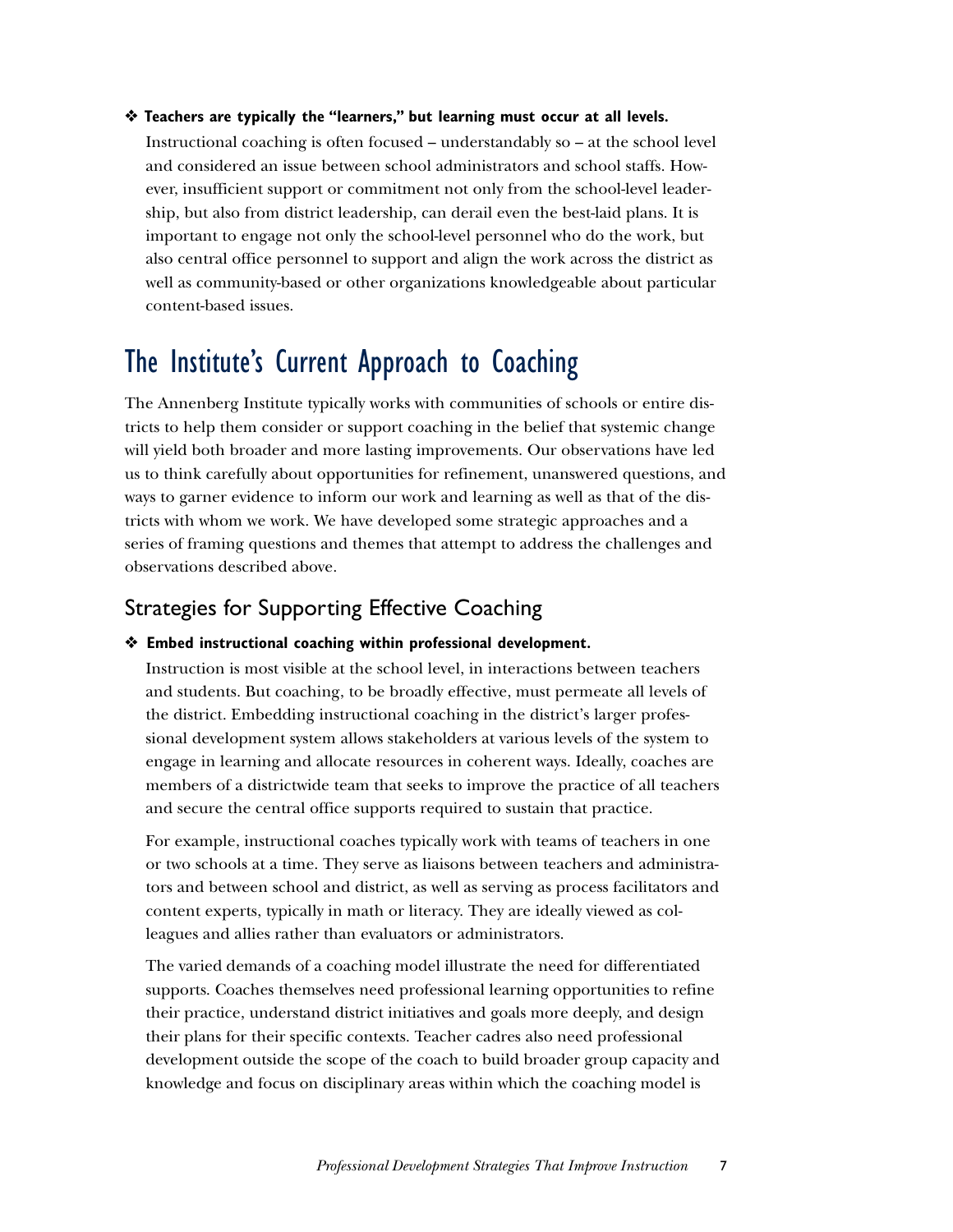❖ **Teachers are typically the "learners," but learning must occur at all levels.**

Instructional coaching is often focused – understandably so – at the school level and considered an issue between school administrators and school staffs. However, insufficient support or commitment not only from the school-level leadership, but also from district leadership, can derail even the best-laid plans. It is important to engage not only the school-level personnel who do the work, but also central office personnel to support and align the work across the district as well as community-based or other organizations knowledgeable about particular content-based issues.

# The Institute's Current Approach to Coaching

The Annenberg Institute typically works with communities of schools or entire districts to help them consider or support coaching in the belief that systemic change will yield both broader and more lasting improvements. Our observations have led us to think carefully about opportunities for refinement, unanswered questions, and ways to garner evidence to inform our work and learning as well as that of the districts with whom we work. We have developed some strategic approaches and a series of framing questions and themes that attempt to address the challenges and observations described above.

## Strategies for Supporting Effective Coaching

❖ **Embed instructional coaching within professional development.**

Instruction is most visible at the school level, in interactions between teachers and students. But coaching, to be broadly effective, must permeate all levels of the district. Embedding instructional coaching in the district's larger professional development system allows stakeholders at various levels of the system to engage in learning and allocate resources in coherent ways. Ideally, coaches are members of a districtwide team that seeks to improve the practice of all teachers and secure the central office supports required to sustain that practice.

For example, instructional coaches typically work with teams of teachers in one or two schools at a time. They serve as liaisons between teachers and administrators and between school and district, as well as serving as process facilitators and content experts, typically in math or literacy. They are ideally viewed as colleagues and allies rather than evaluators or administrators.

The varied demands of a coaching model illustrate the need for differentiated supports. Coaches themselves need professional learning opportunities to refine their practice, understand district initiatives and goals more deeply, and design their plans for their specific contexts. Teacher cadres also need professional development outside the scope of the coach to build broader group capacity and knowledge and focus on disciplinary areas within which the coaching model is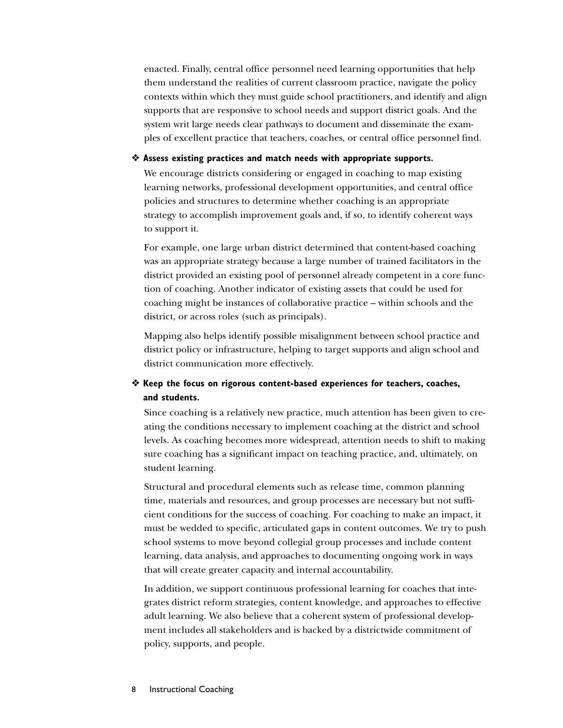enacted. Finally, central office personnel need learning opportunities that help them understand the realities of current classroom practice, navigate the policy contexts within which they must guide school practitioners, and identify and align supports that are responsive to school needs and support district goals. And the system writ large needs clear pathways to document and disseminate the examples of excellent practice that teachers, coaches, or central office personnel find.

❖ **Assess existing practices and match needs with appropriate supports.**

We encourage districts considering or engaged in coaching to map existing learning networks, professional development opportunities, and central office policies and structures to determine whether coaching is an appropriate strategy to accomplish improvement goals and, if so, to identify coherent ways to support it.

For example, one large urban district determined that content-based coaching was an appropriate strategy because a large number of trained facilitators in the district provided an existing pool of personnel already competent in a core function of coaching. Another indicator of existing assets that could be used for coaching might be instances of collaborative practice – within schools and the district, or across roles (such as principals).

Mapping also helps identify possible misalignment between school practice and district policy or infrastructure, helping to target supports and align school and district communication more effectively.

❖ **Keep the focus on rigorous content-based experiences for teachers, coaches, and students.**

Since coaching is a relatively new practice, much attention has been given to creating the conditions necessary to implement coaching at the district and school levels. As coaching becomes more widespread, attention needs to shift to making sure coaching has a significant impact on teaching practice, and, ultimately, on student learning.

Structural and procedural elements such as release time, common planning time, materials and resources, and group processes are necessary but not sufficient conditions for the success of coaching. For coaching to make an impact, it must be wedded to specific, articulated gaps in content outcomes. We try to push school systems to move beyond collegial group processes and include content learning, data analysis, and approaches to documenting ongoing work in ways that will create greater capacity and internal accountability.

In addition, we support continuous professional learning for coaches that integrates district reform strategies, content knowledge, and approaches to effective adult learning. We also believe that a coherent system of professional development includes all stakeholders and is backed by a districtwide commitment of policy, supports, and people.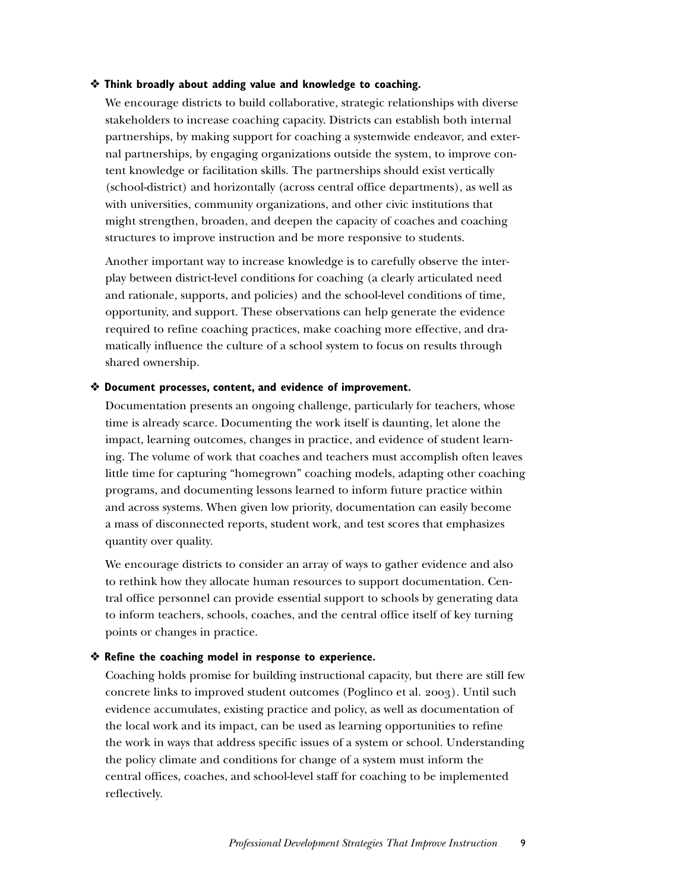❖ **Think broadly about adding value and knowledge to coaching.**

We encourage districts to build collaborative, strategic relationships with diverse stakeholders to increase coaching capacity. Districts can establish both internal partnerships, by making support for coaching a systemwide endeavor, and external partnerships, by engaging organizations outside the system, to improve content knowledge or facilitation skills. The partnerships should exist vertically (school-district) and horizontally (across central office departments), as well as with universities, community organizations, and other civic institutions that might strengthen, broaden, and deepen the capacity of coaches and coaching structures to improve instruction and be more responsive to students.

Another important way to increase knowledge is to carefully observe the interplay between district-level conditions for coaching (a clearly articulated need and rationale, supports, and policies) and the school-level conditions of time, opportunity, and support. These observations can help generate the evidence required to refine coaching practices, make coaching more effective, and dramatically influence the culture of a school system to focus on results through shared ownership.

❖ **Document processes, content, and evidence of improvement.**

Documentation presents an ongoing challenge, particularly for teachers, whose time is already scarce. Documenting the work itself is daunting, let alone the impact, learning outcomes, changes in practice, and evidence of student learning. The volume of work that coaches and teachers must accomplish often leaves little time for capturing "homegrown" coaching models, adapting other coaching programs, and documenting lessons learned to inform future practice within and across systems. When given low priority, documentation can easily become a mass of disconnected reports, student work, and test scores that emphasizes quantity over quality.

We encourage districts to consider an array of ways to gather evidence and also to rethink how they allocate human resources to support documentation. Central office personnel can provide essential support to schools by generating data to inform teachers, schools, coaches, and the central office itself of key turning points or changes in practice.

❖ **Refine the coaching model in response to experience.**

Coaching holds promise for building instructional capacity, but there are still few concrete links to improved student outcomes (Poglinco et al. 2003). Until such evidence accumulates, existing practice and policy, as well as documentation of the local work and its impact, can be used as learning opportunities to refine the work in ways that address specific issues of a system or school. Understanding the policy climate and conditions for change of a system must inform the central offices, coaches, and school-level staff for coaching to be implemented reflectively.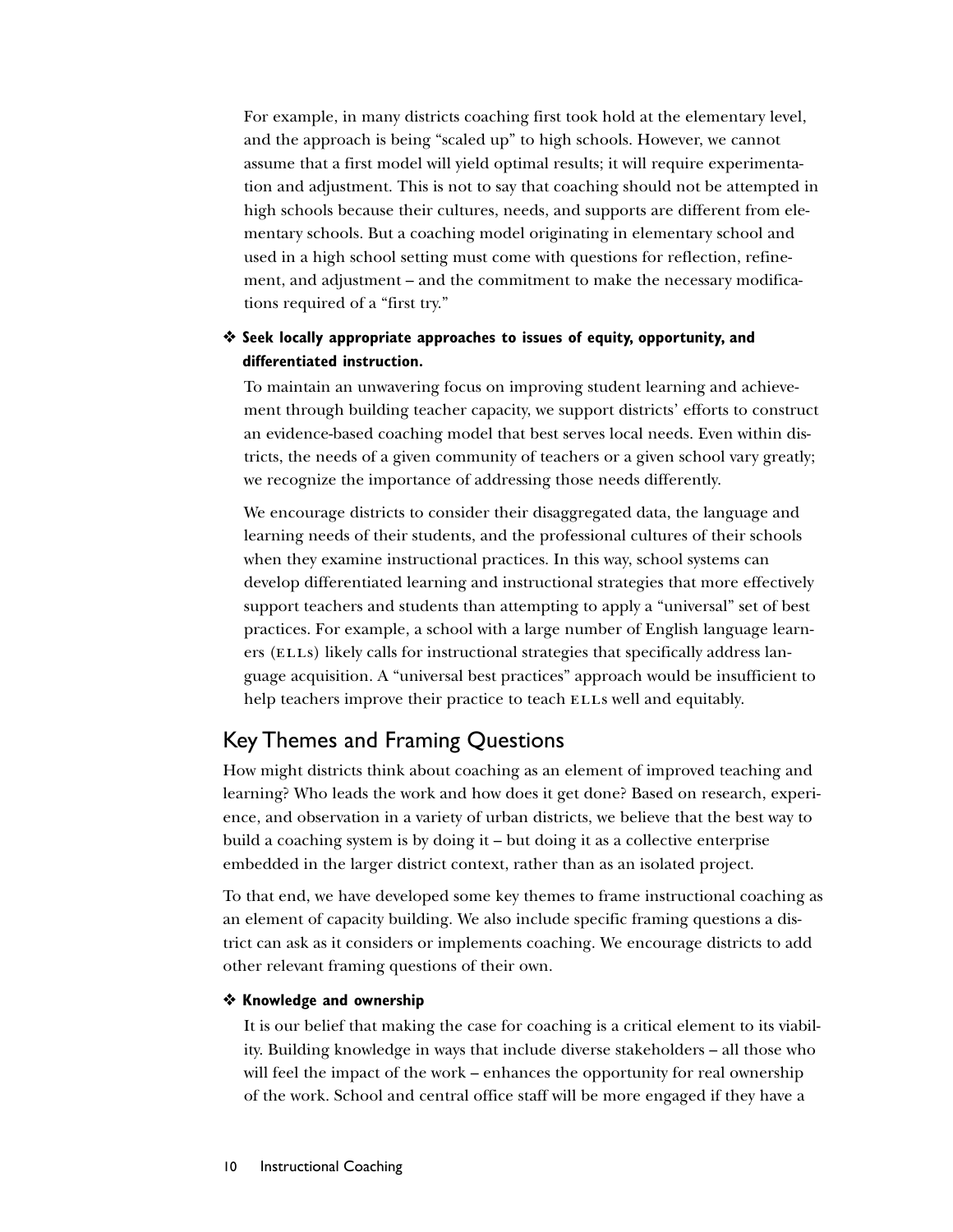For example, in many districts coaching first took hold at the elementary level, and the approach is being "scaled up" to high schools. However, we cannot assume that a first model will yield optimal results; it will require experimentation and adjustment. This is not to say that coaching should not be attempted in high schools because their cultures, needs, and supports are different from elementary schools. But a coaching model originating in elementary school and used in a high school setting must come with questions for reflection, refinement, and adjustment – and the commitment to make the necessary modifications required of a "first try."

❖ **Seek locally appropriate approaches to issues of equity, opportunity, and differentiated instruction.**

To maintain an unwavering focus on improving student learning and achievement through building teacher capacity, we support districts' efforts to construct an evidence-based coaching model that best serves local needs. Even within districts, the needs of a given community of teachers or a given school vary greatly; we recognize the importance of addressing those needs differently.

We encourage districts to consider their disaggregated data, the language and learning needs of their students, and the professional cultures of their schools when they examine instructional practices. In this way, school systems can develop differentiated learning and instructional strategies that more effectively support teachers and students than attempting to apply a "universal" set of best practices. For example, a school with a large number of English language learners (ELLs) likely calls for instructional strategies that specifically address language acquisition. A "universal best practices" approach would be insufficient to help teachers improve their practice to teach ELLs well and equitably.

## Key Themes and Framing Questions

How might districts think about coaching as an element of improved teaching and learning? Who leads the work and how does it get done? Based on research, experience, and observation in a variety of urban districts, we believe that the best way to build a coaching system is by doing it – but doing it as a collective enterprise embedded in the larger district context, rather than as an isolated project.

To that end, we have developed some key themes to frame instructional coaching as an element of capacity building. We also include specific framing questions a district can ask as it considers or implements coaching. We encourage districts to add other relevant framing questions of their own.

❖ **Knowledge and ownership**

It is our belief that making the case for coaching is a critical element to its viability. Building knowledge in ways that include diverse stakeholders – all those who will feel the impact of the work – enhances the opportunity for real ownership of the work. School and central office staff will be more engaged if they have a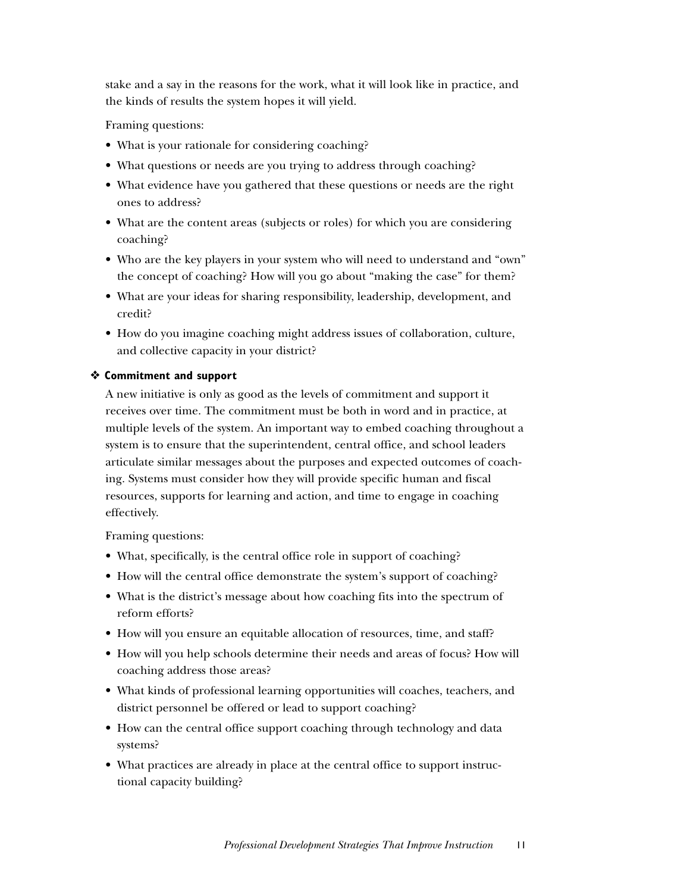stake and a say in the reasons for the work, what it will look like in practice, and the kinds of results the system hopes it will yield.

Framing questions:

- What is your rationale for considering coaching?
- What questions or needs are you trying to address through coaching?
- What evidence have you gathered that these questions or needs are the right ones to address?
- What are the content areas (subjects or roles) for which you are considering coaching?
- Who are the key players in your system who will need to understand and "own" the concept of coaching? How will you go about "making the case" for them?
- What are your ideas for sharing responsibility, leadership, development, and credit?
- How do you imagine coaching might address issues of collaboration, culture, and collective capacity in your district?

### ❖ Commitment and support

A new initiative is only as good as the levels of commitment and support it receives over time. The commitment must be both in word and in practice, at multiple levels of the system. An important way to embed coaching throughout a system is to ensure that the superintendent, central office, and school leaders articulate similar messages about the purposes and expected outcomes of coaching. Systems must consider how they will provide specific human and fiscal resources, supports for learning and action, and time to engage in coaching effectively.

Framing questions:

- What, specifically, is the central office role in support of coaching?
- How will the central office demonstrate the system's support of coaching?
- What is the district's message about how coaching fits into the spectrum of reform efforts?
- How will you ensure an equitable allocation of resources, time, and staff?
- How will you help schools determine their needs and areas of focus? How will coaching address those areas?
- What kinds of professional learning opportunities will coaches, teachers, and district personnel be offered or lead to support coaching?
- How can the central office support coaching through technology and data systems?
- What practices are already in place at the central office to support instructional capacity building?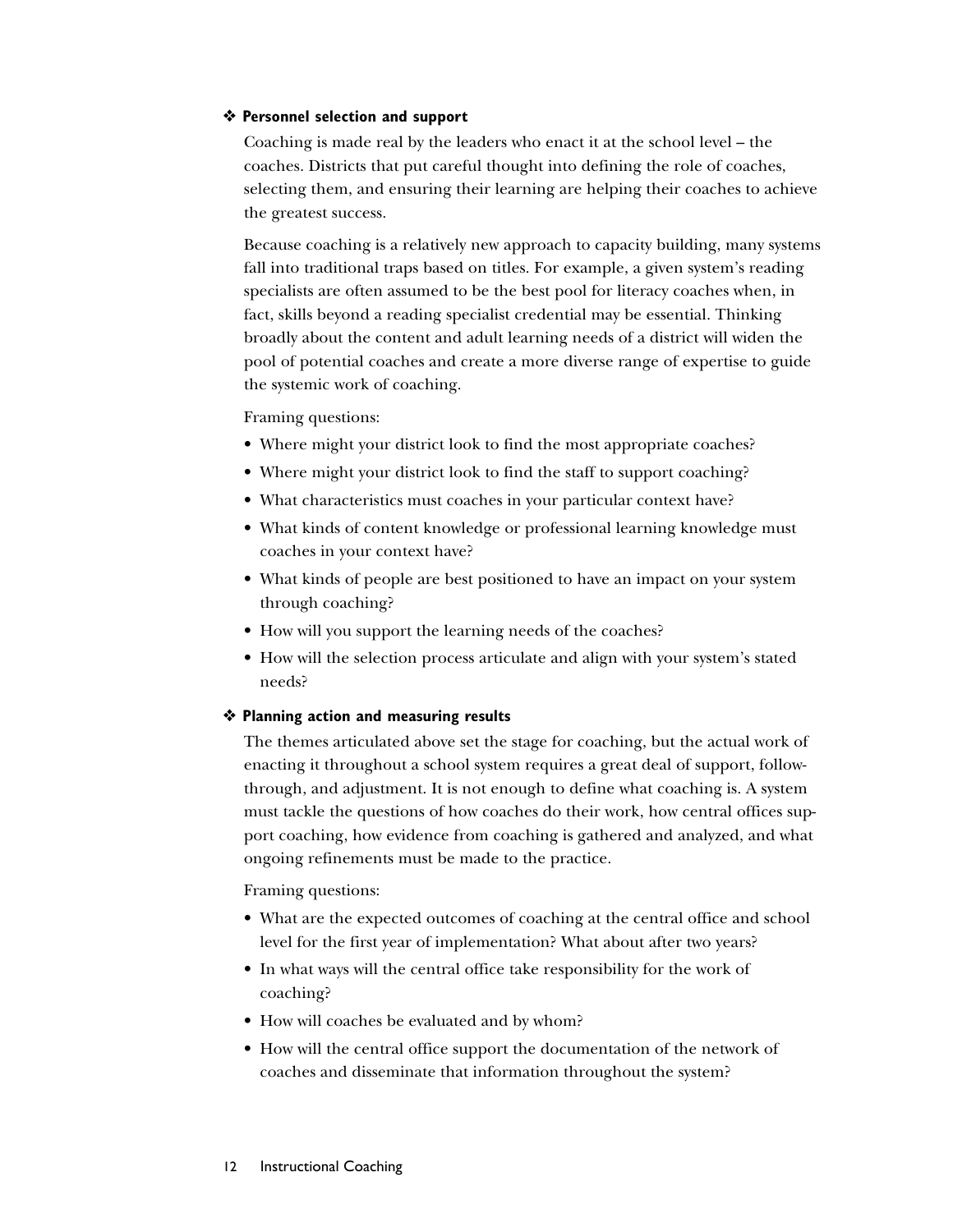### ❖ Personnel selection and support

Coaching is made real by the leaders who enact it at the school level – the coaches. Districts that put careful thought into defining the role of coaches, selecting them, and ensuring their learning are helping their coaches to achieve the greatest success.

Because coaching is a relatively new approach to capacity building, many systems fall into traditional traps based on titles. For example, a given system's reading specialists are often assumed to be the best pool for literacy coaches when, in fact, skills beyond a reading specialist credential may be essential. Thinking broadly about the content and adult learning needs of a district will widen the pool of potential coaches and create a more diverse range of expertise to guide the systemic work of coaching.

Framing questions:

- Where might your district look to find the most appropriate coaches?
- Where might your district look to find the staff to support coaching?
- What characteristics must coaches in your particular context have?
- What kinds of content knowledge or professional learning knowledge must coaches in your context have?
- What kinds of people are best positioned to have an impact on your system through coaching?
- How will you support the learning needs of the coaches?
- How will the selection process articulate and align with your system's stated needs?

### ❖ Planning action and measuring results

The themes articulated above set the stage for coaching, but the actual work of enacting it throughout a school system requires a great deal of support, follow-through, and adjustment. It is not enough to define what coaching is. A system must tackle the questions of how coaches do their work, how central offices support coaching, how evidence from coaching is gathered and analyzed, and what ongoing refinements must be made to the practice.

Framing questions:

- What are the expected outcomes of coaching at the central office and school level for the first year of implementation? What about after two years?
- In what ways will the central office take responsibility for the work of coaching?
- How will coaches be evaluated and by whom?
- How will the central office support the documentation of the network of coaches and disseminate that information throughout the system?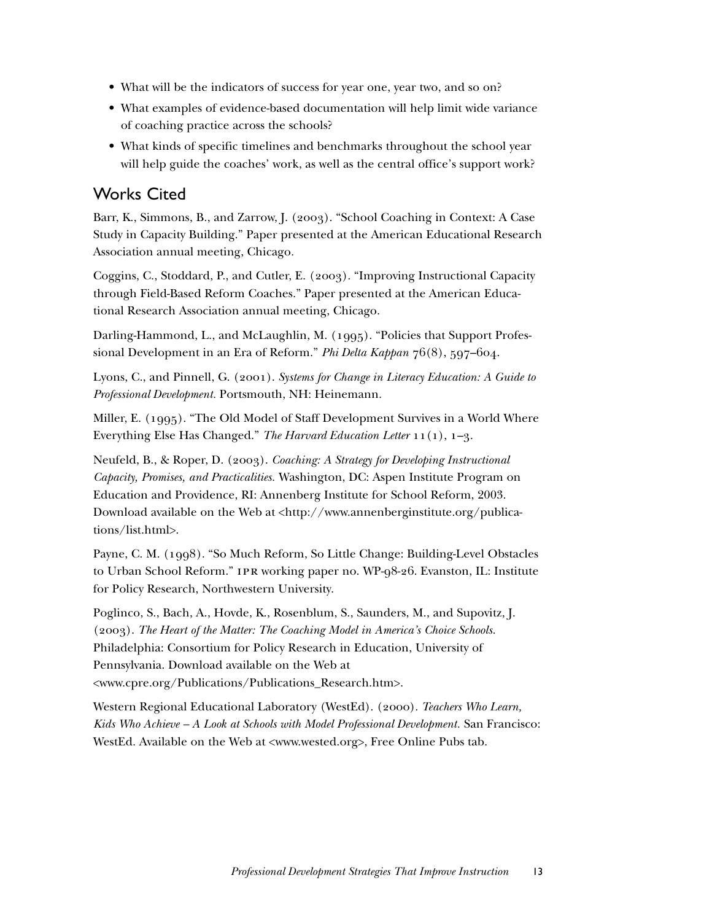- What will be the indicators of success for year one, year two, and so on?
- What examples of evidence-based documentation will help limit wide variance of coaching practice across the schools?
- What kinds of specific timelines and benchmarks throughout the school year will help guide the coaches' work, as well as the central office's support work?

## Works Cited

Barr, K., Simmons, B., and Zarrow, J. (2003). "School Coaching in Context: A Case Study in Capacity Building." Paper presented at the American Educational Research Association annual meeting, Chicago.

Coggins, C., Stoddard, P., and Cutler, E. (2003). "Improving Instructional Capacity through Field-Based Reform Coaches." Paper presented at the American Educational Research Association annual meeting, Chicago.

Darling-Hammond, L., and McLaughlin, M. (1995). "Policies that Support Professional Development in an Era of Reform." *Phi Delta Kappan* 76(8), 597–604.

Lyons, C., and Pinnell, G. (2001). *Systems for Change in Literacy Education: A Guide to Professional Development.* Portsmouth, NH: Heinemann.

Miller, E. (1995). "The Old Model of Staff Development Survives in a World Where Everything Else Has Changed." *The Harvard Education Letter* 11(1), 1–3.

Neufeld, B., & Roper, D. (2003). *Coaching: A Strategy for Developing Instructional Capacity, Promises, and Practicalities.* Washington, DC: Aspen Institute Program on Education and Providence, RI: Annenberg Institute for School Reform, 2003. Download available on the Web at <http://www.annenberginstitute.org/publications/list.html>.

Payne, C. M. (1998). "So Much Reform, So Little Change: Building-Level Obstacles to Urban School Reform." IPR working paper no. WP-98-26. Evanston, IL: Institute for Policy Research, Northwestern University.

Poglinco, S., Bach, A., Hovde, K., Rosenblum, S., Saunders, M., and Supovitz, J. (2003). *The Heart of the Matter: The Coaching Model in America's Choice Schools.* Philadelphia: Consortium for Policy Research in Education, University of Pennsylvania. Download available on the Web at <www.cpre.org/Publications/Publications_Research.htm>.

Western Regional Educational Laboratory (WestEd). (2000). *Teachers Who Learn, Kids Who Achieve – A Look at Schools with Model Professional Development.* San Francisco: WestEd. Available on the Web at <www.wested.org>, Free Online Pubs tab.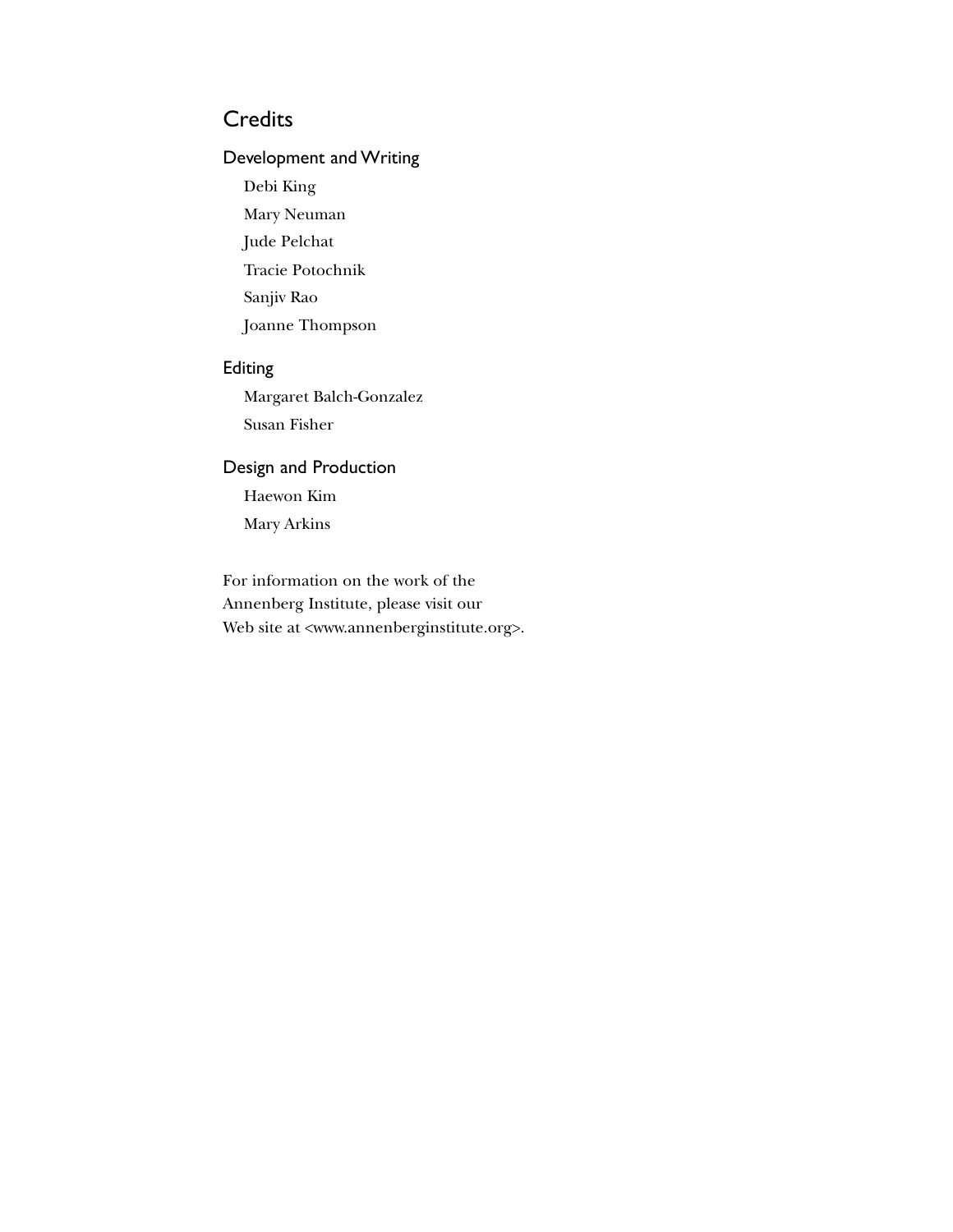## Credits

### Development and Writing

Debi King

Mary Neuman

Jude Pelchat

Tracie Potochnik

Sanjiv Rao

Joanne Thompson

### Editing

Margaret Balch-Gonzalez

Susan Fisher

### Design and Production

Haewon Kim

Mary Arkins

For information on the work of the Annenberg Institute, please visit our Web site at <www.annenberginstitute.org>.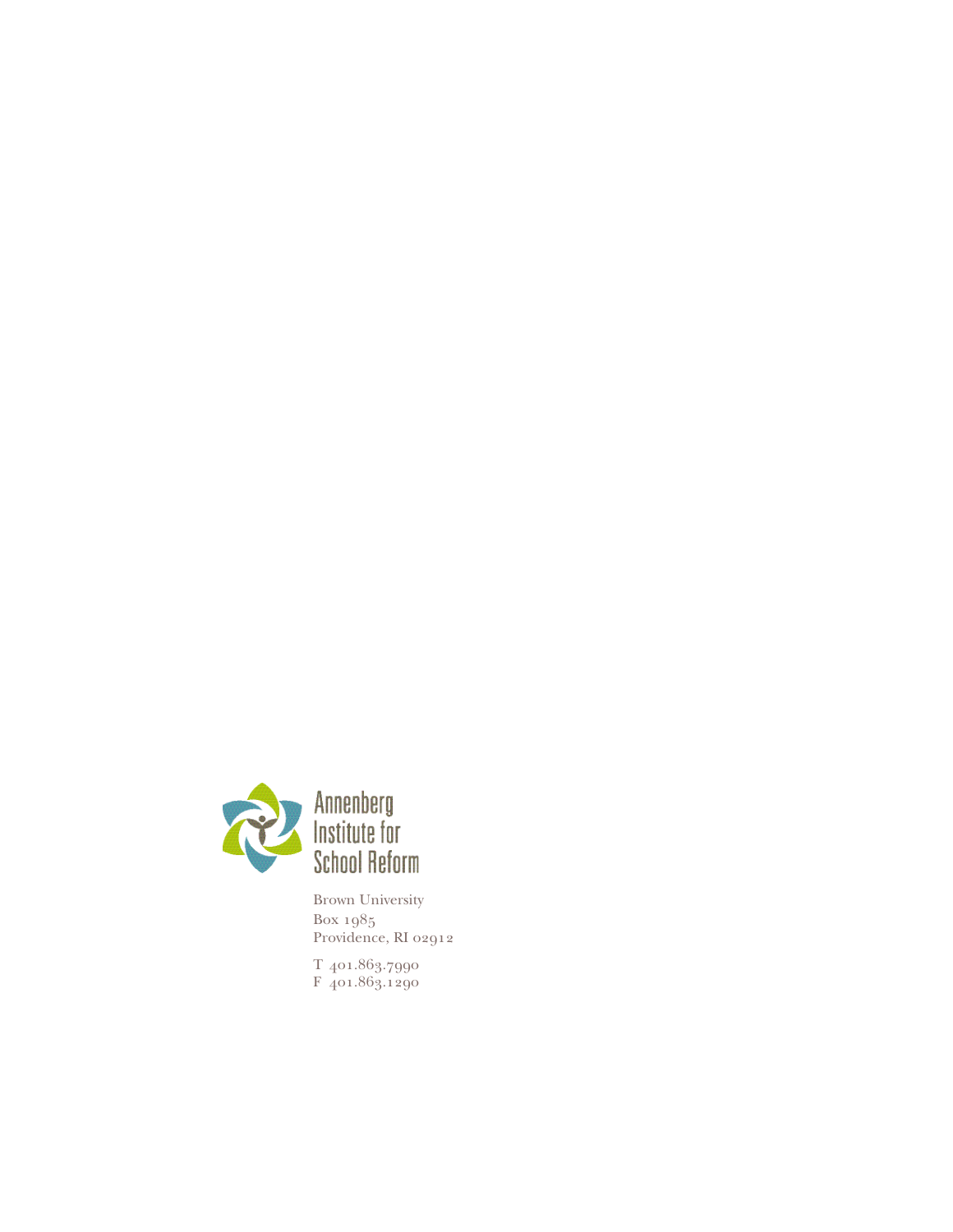Annenberg Institute for School Reform

Brown University
Box 1985
Providence, RI 02912

T 401.863.7990
F 401.863.1290